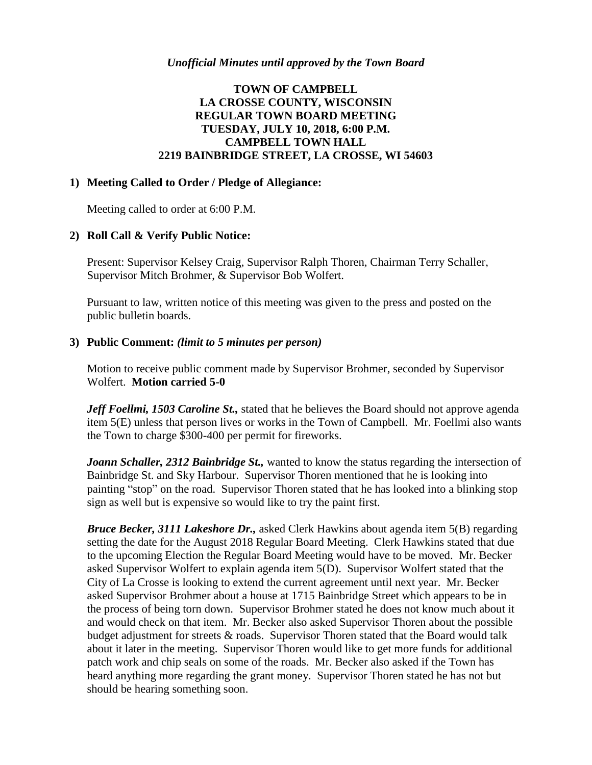*Unofficial Minutes until approved by the Town Board*

# TOWN OF CAMPBELL
## LA CROSSE COUNTY, WISCONSIN
## REGULAR TOWN BOARD MEETING
## TUESDAY, JULY 10, 2018, 6:00 P.M.
## CAMPBELL TOWN HALL
## 2219 BAINBRIDGE STREET, LA CROSSE, WI 54603

### 1) Meeting Called to Order / Pledge of Allegiance:

Meeting called to order at 6:00 P.M.

### 2) Roll Call & Verify Public Notice:

Present: Supervisor Kelsey Craig, Supervisor Ralph Thoren, Chairman Terry Schaller, Supervisor Mitch Brohmer, & Supervisor Bob Wolfert.

Pursuant to law, written notice of this meeting was given to the press and posted on the public bulletin boards.

### 3) Public Comment: *(limit to 5 minutes per person)*

Motion to receive public comment made by Supervisor Brohmer, seconded by Supervisor Wolfert. **Motion carried 5-0**

***Jeff Foellmi, 1503 Caroline St.,*** stated that he believes the Board should not approve agenda item 5(E) unless that person lives or works in the Town of Campbell. Mr. Foellmi also wants the Town to charge $300-400 per permit for fireworks.

***Joann Schaller, 2312 Bainbridge St.,*** wanted to know the status regarding the intersection of Bainbridge St. and Sky Harbour. Supervisor Thoren mentioned that he is looking into painting "stop" on the road. Supervisor Thoren stated that he has looked into a blinking stop sign as well but is expensive so would like to try the paint first.

***Bruce Becker, 3111 Lakeshore Dr.,*** asked Clerk Hawkins about agenda item 5(B) regarding setting the date for the August 2018 Regular Board Meeting. Clerk Hawkins stated that due to the upcoming Election the Regular Board Meeting would have to be moved. Mr. Becker asked Supervisor Wolfert to explain agenda item 5(D). Supervisor Wolfert stated that the City of La Crosse is looking to extend the current agreement until next year. Mr. Becker asked Supervisor Brohmer about a house at 1715 Bainbridge Street which appears to be in the process of being torn down. Supervisor Brohmer stated he does not know much about it and would check on that item. Mr. Becker also asked Supervisor Thoren about the possible budget adjustment for streets & roads. Supervisor Thoren stated that the Board would talk about it later in the meeting. Supervisor Thoren would like to get more funds for additional patch work and chip seals on some of the roads. Mr. Becker also asked if the Town has heard anything more regarding the grant money. Supervisor Thoren stated he has not but should be hearing something soon.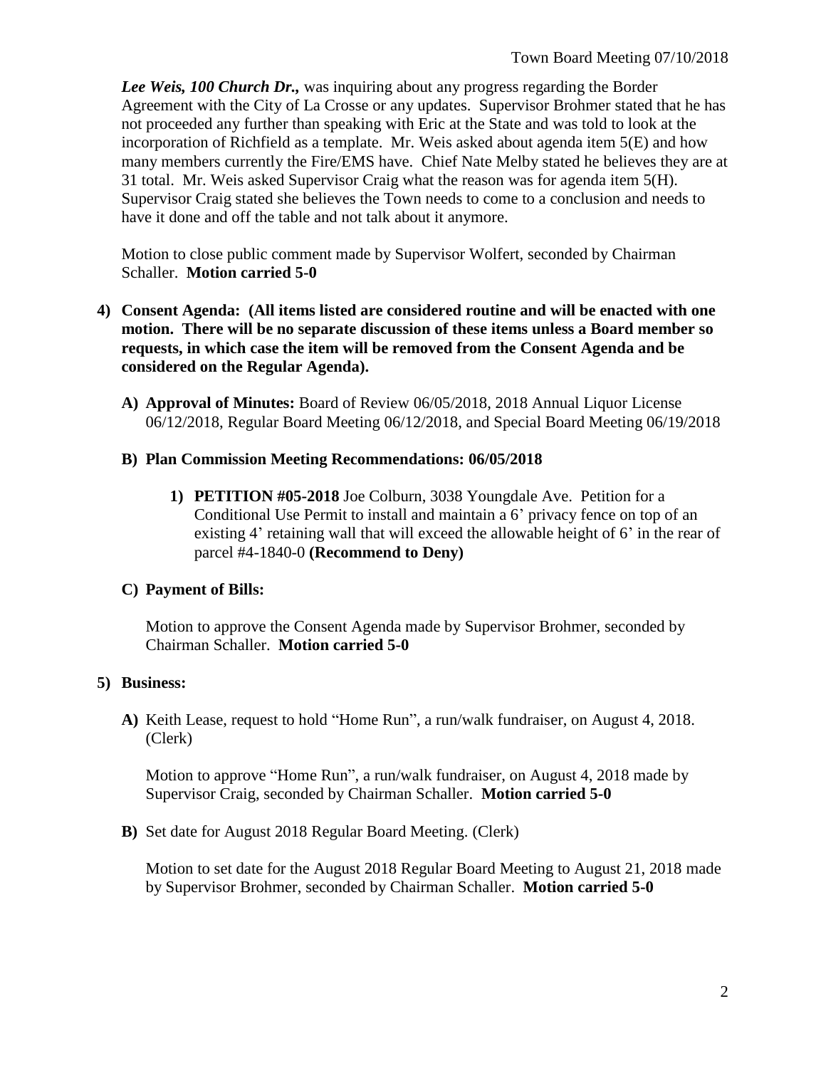***Lee Weis, 100 Church Dr.,*** was inquiring about any progress regarding the Border Agreement with the City of La Crosse or any updates. Supervisor Brohmer stated that he has not proceeded any further than speaking with Eric at the State and was told to look at the incorporation of Richfield as a template. Mr. Weis asked about agenda item 5(E) and how many members currently the Fire/EMS have. Chief Nate Melby stated he believes they are at 31 total. Mr. Weis asked Supervisor Craig what the reason was for agenda item 5(H). Supervisor Craig stated she believes the Town needs to come to a conclusion and needs to have it done and off the table and not talk about it anymore.

Motion to close public comment made by Supervisor Wolfert, seconded by Chairman Schaller. **Motion carried 5-0**

**4) Consent Agenda: (All items listed are considered routine and will be enacted with one motion. There will be no separate discussion of these items unless a Board member so requests, in which case the item will be removed from the Consent Agenda and be considered on the Regular Agenda).**

**A) Approval of Minutes:** Board of Review 06/05/2018, 2018 Annual Liquor License 06/12/2018, Regular Board Meeting 06/12/2018, and Special Board Meeting 06/19/2018

**B) Plan Commission Meeting Recommendations: 06/05/2018**

**1) PETITION #05-2018** Joe Colburn, 3038 Youngdale Ave. Petition for a Conditional Use Permit to install and maintain a 6' privacy fence on top of an existing 4' retaining wall that will exceed the allowable height of 6' in the rear of parcel #4-1840-0 **(Recommend to Deny)**

**C) Payment of Bills:**

Motion to approve the Consent Agenda made by Supervisor Brohmer, seconded by Chairman Schaller. **Motion carried 5-0**

**5) Business:**

**A)** Keith Lease, request to hold "Home Run", a run/walk fundraiser, on August 4, 2018. (Clerk)

Motion to approve "Home Run", a run/walk fundraiser, on August 4, 2018 made by Supervisor Craig, seconded by Chairman Schaller. **Motion carried 5-0**

**B)** Set date for August 2018 Regular Board Meeting. (Clerk)

Motion to set date for the August 2018 Regular Board Meeting to August 21, 2018 made by Supervisor Brohmer, seconded by Chairman Schaller. **Motion carried 5-0**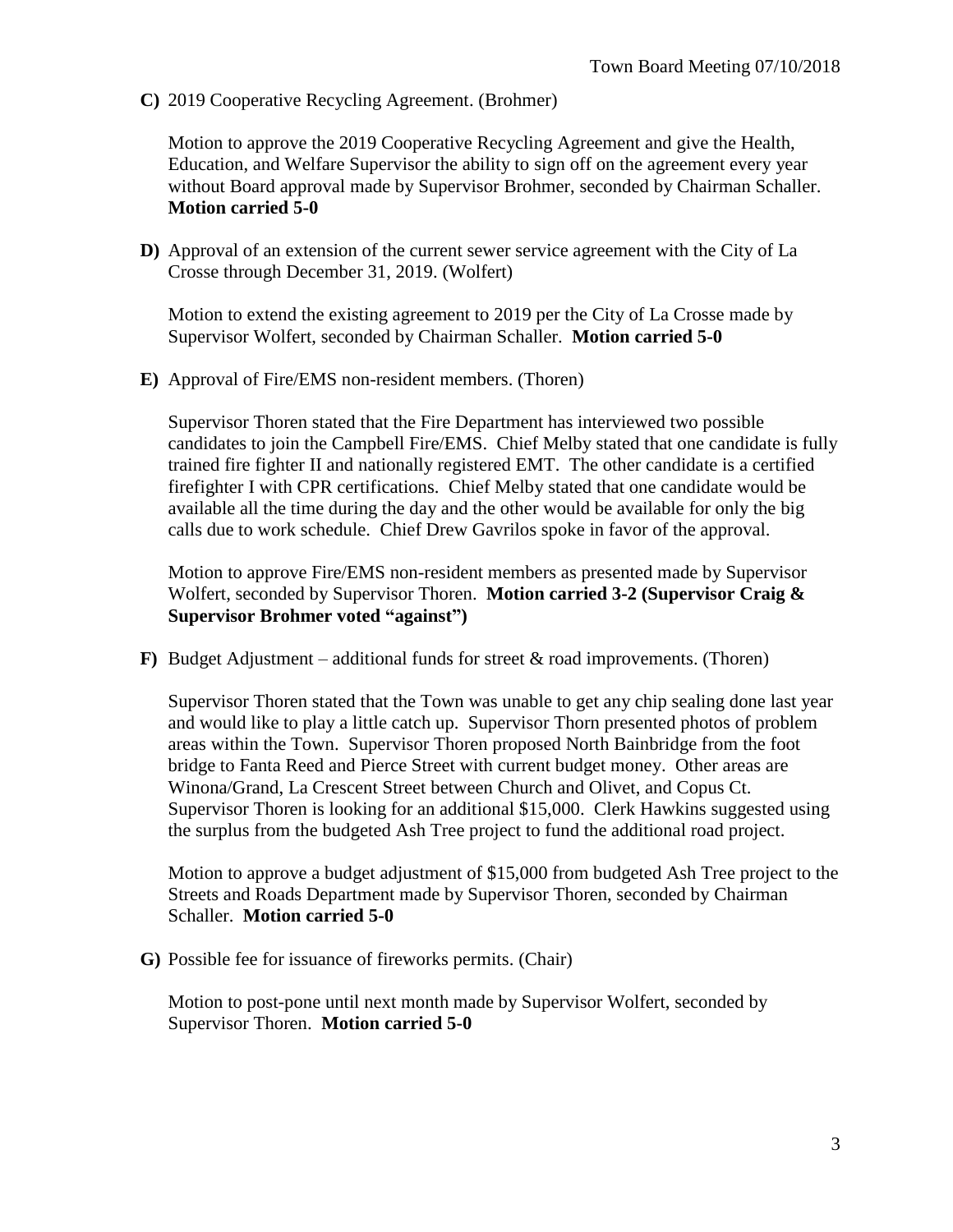**C)** 2019 Cooperative Recycling Agreement. (Brohmer)

Motion to approve the 2019 Cooperative Recycling Agreement and give the Health, Education, and Welfare Supervisor the ability to sign off on the agreement every year without Board approval made by Supervisor Brohmer, seconded by Chairman Schaller. **Motion carried 5-0**

**D)** Approval of an extension of the current sewer service agreement with the City of La Crosse through December 31, 2019. (Wolfert)

Motion to extend the existing agreement to 2019 per the City of La Crosse made by Supervisor Wolfert, seconded by Chairman Schaller. **Motion carried 5-0**

**E)** Approval of Fire/EMS non-resident members. (Thoren)

Supervisor Thoren stated that the Fire Department has interviewed two possible candidates to join the Campbell Fire/EMS. Chief Melby stated that one candidate is fully trained fire fighter II and nationally registered EMT. The other candidate is a certified firefighter I with CPR certifications. Chief Melby stated that one candidate would be available all the time during the day and the other would be available for only the big calls due to work schedule. Chief Drew Gavrilos spoke in favor of the approval.

Motion to approve Fire/EMS non-resident members as presented made by Supervisor Wolfert, seconded by Supervisor Thoren. **Motion carried 3-2 (Supervisor Craig & Supervisor Brohmer voted "against")**

**F)** Budget Adjustment – additional funds for street & road improvements. (Thoren)

Supervisor Thoren stated that the Town was unable to get any chip sealing done last year and would like to play a little catch up. Supervisor Thorn presented photos of problem areas within the Town. Supervisor Thoren proposed North Bainbridge from the foot bridge to Fanta Reed and Pierce Street with current budget money. Other areas are Winona/Grand, La Crescent Street between Church and Olivet, and Copus Ct. Supervisor Thoren is looking for an additional $15,000. Clerk Hawkins suggested using the surplus from the budgeted Ash Tree project to fund the additional road project.

Motion to approve a budget adjustment of $15,000 from budgeted Ash Tree project to the Streets and Roads Department made by Supervisor Thoren, seconded by Chairman Schaller. **Motion carried 5-0**

**G)** Possible fee for issuance of fireworks permits. (Chair)

Motion to post-pone until next month made by Supervisor Wolfert, seconded by Supervisor Thoren. **Motion carried 5-0**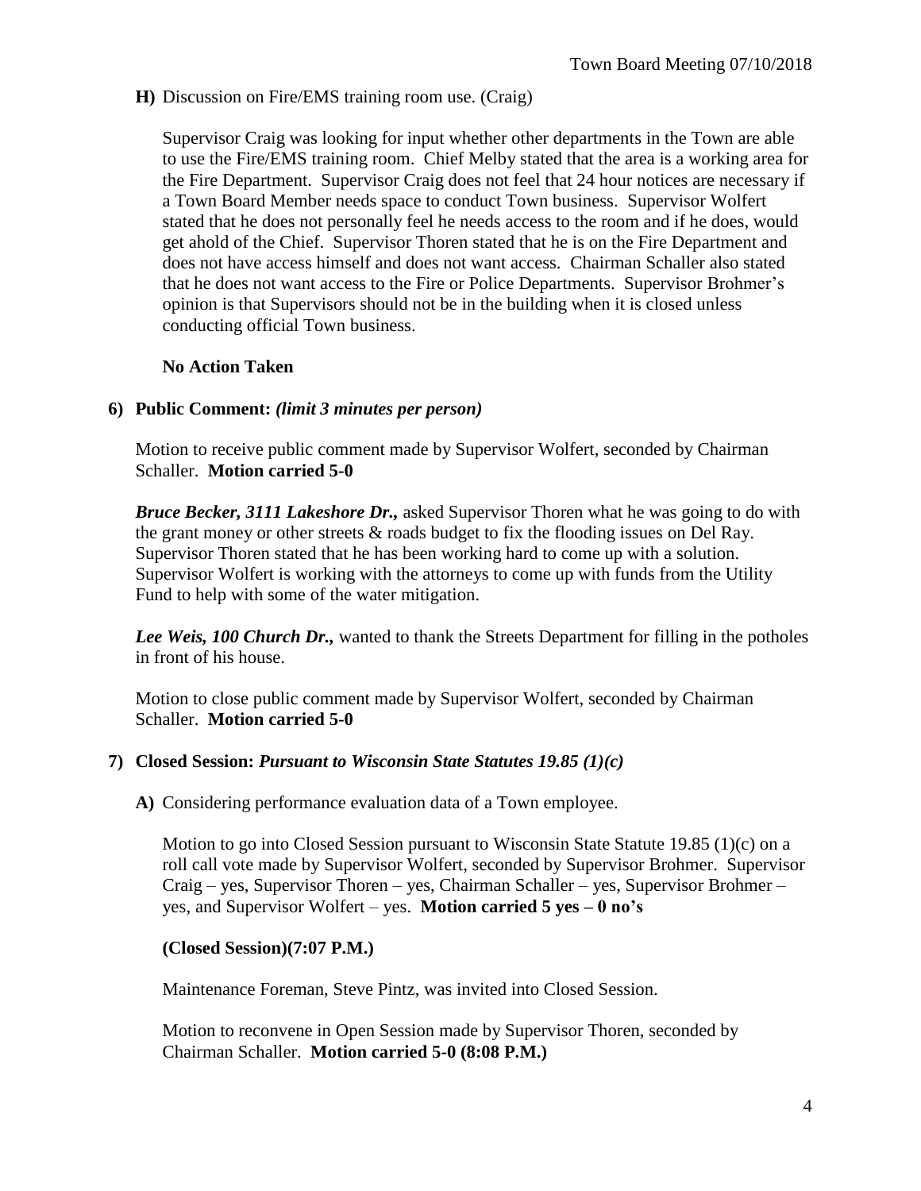**H)** Discussion on Fire/EMS training room use. (Craig)

Supervisor Craig was looking for input whether other departments in the Town are able to use the Fire/EMS training room. Chief Melby stated that the area is a working area for the Fire Department. Supervisor Craig does not feel that 24 hour notices are necessary if a Town Board Member needs space to conduct Town business. Supervisor Wolfert stated that he does not personally feel he needs access to the room and if he does, would get ahold of the Chief. Supervisor Thoren stated that he is on the Fire Department and does not have access himself and does not want access. Chairman Schaller also stated that he does not want access to the Fire or Police Departments. Supervisor Brohmer's opinion is that Supervisors should not be in the building when it is closed unless conducting official Town business.

**No Action Taken**

**6) Public Comment:** ***(limit 3 minutes per person)***

Motion to receive public comment made by Supervisor Wolfert, seconded by Chairman Schaller. **Motion carried 5-0**

***Bruce Becker, 3111 Lakeshore Dr.,*** asked Supervisor Thoren what he was going to do with the grant money or other streets & roads budget to fix the flooding issues on Del Ray. Supervisor Thoren stated that he has been working hard to come up with a solution. Supervisor Wolfert is working with the attorneys to come up with funds from the Utility Fund to help with some of the water mitigation.

***Lee Weis, 100 Church Dr.,*** wanted to thank the Streets Department for filling in the potholes in front of his house.

Motion to close public comment made by Supervisor Wolfert, seconded by Chairman Schaller. **Motion carried 5-0**

**7) Closed Session:** ***Pursuant to Wisconsin State Statutes 19.85 (1)(c)***

**A)** Considering performance evaluation data of a Town employee.

Motion to go into Closed Session pursuant to Wisconsin State Statute 19.85 (1)(c) on a roll call vote made by Supervisor Wolfert, seconded by Supervisor Brohmer. Supervisor Craig – yes, Supervisor Thoren – yes, Chairman Schaller – yes, Supervisor Brohmer – yes, and Supervisor Wolfert – yes. **Motion carried 5 yes – 0 no's**

**(Closed Session)(7:07 P.M.)**

Maintenance Foreman, Steve Pintz, was invited into Closed Session.

Motion to reconvene in Open Session made by Supervisor Thoren, seconded by Chairman Schaller. **Motion carried 5-0 (8:08 P.M.)**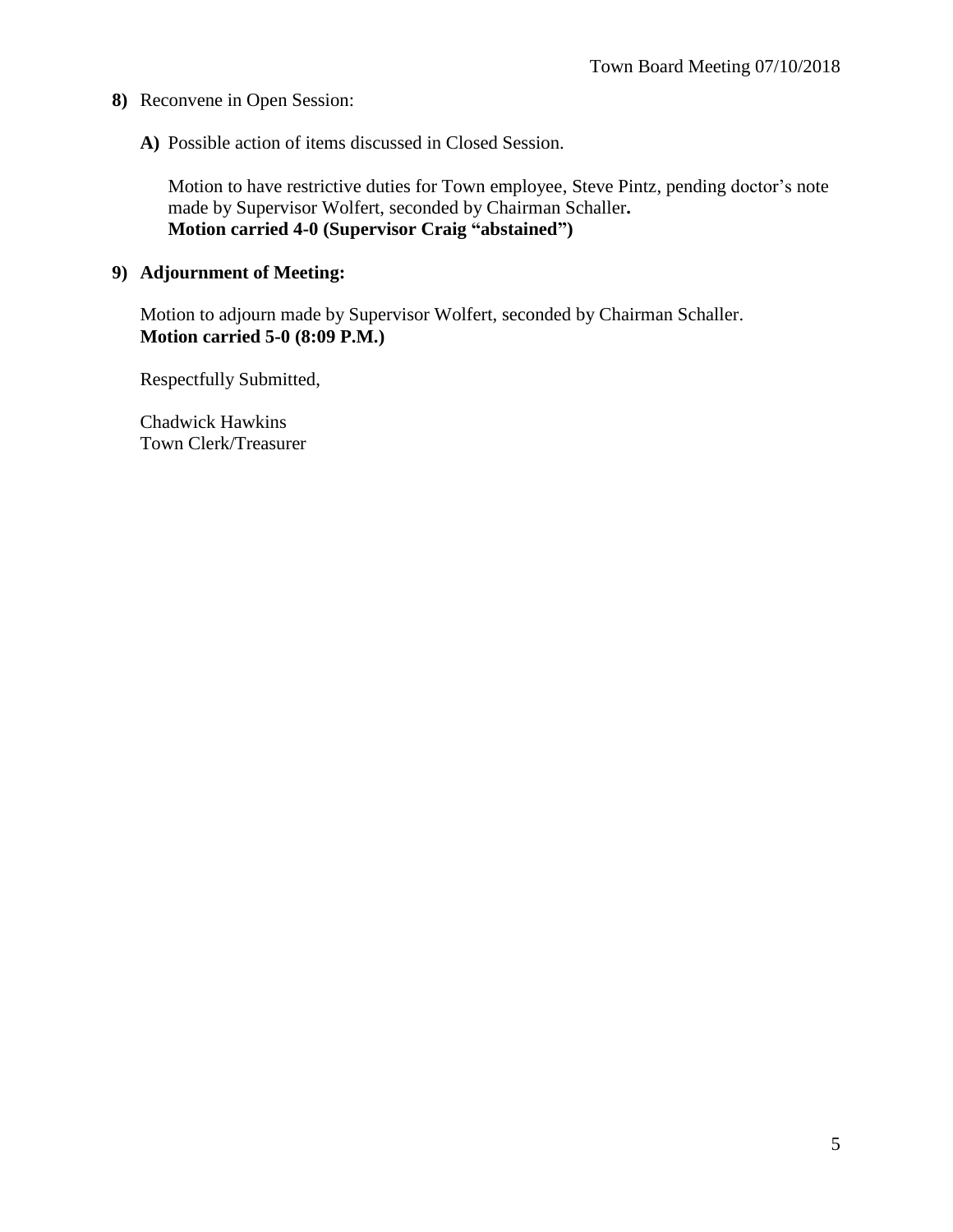**8)** Reconvene in Open Session:

**A)** Possible action of items discussed in Closed Session.

Motion to have restrictive duties for Town employee, Steve Pintz, pending doctor's note made by Supervisor Wolfert, seconded by Chairman Schaller.
**Motion carried 4-0 (Supervisor Craig "abstained")**

**9) Adjournment of Meeting:**

Motion to adjourn made by Supervisor Wolfert, seconded by Chairman Schaller.
**Motion carried 5-0 (8:09 P.M.)**

Respectfully Submitted,

Chadwick Hawkins
Town Clerk/Treasurer